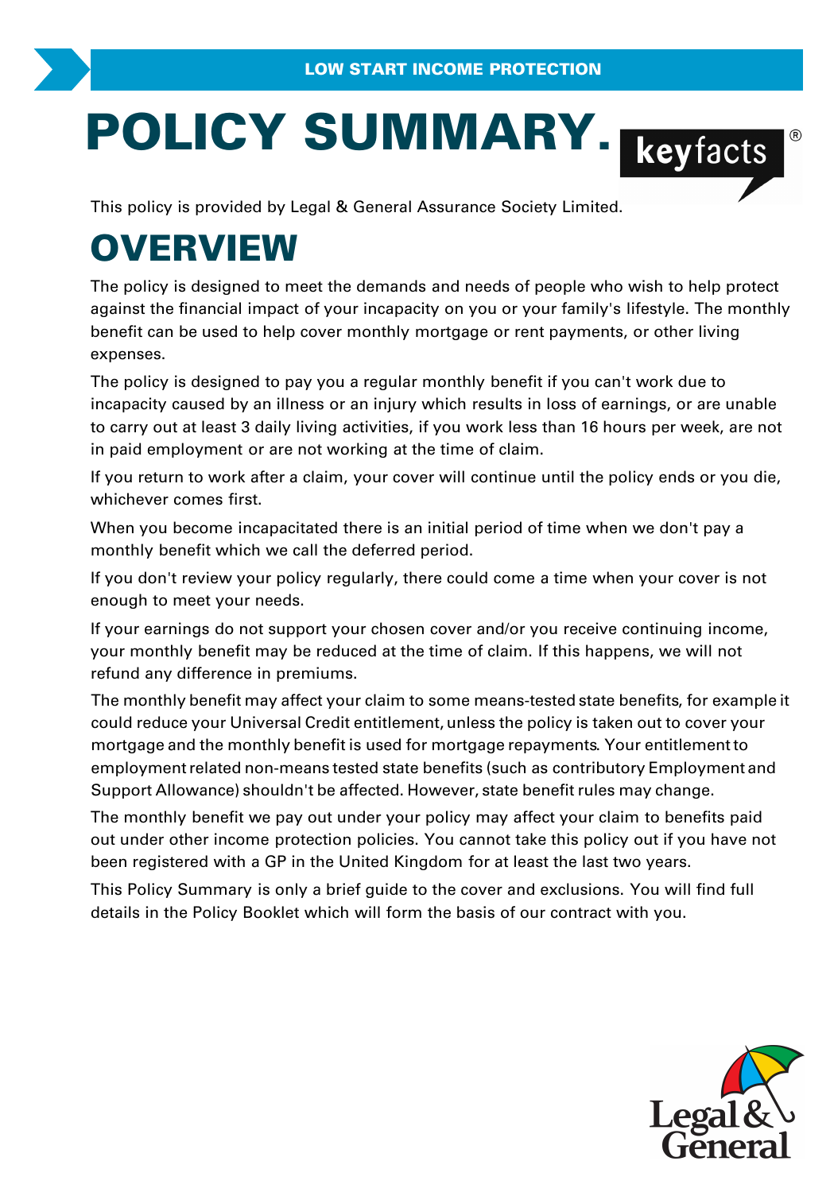LOW START INCOME PROTECTION

# POLICY SUMMARY.

keyfacts®

This policy is provided by Legal & General Assurance Society Limited.

## OVERVIEW

The policy is designed to meet the demands and needs of people who wish to help protect against the financial impact of your incapacity on you or your family's lifestyle. The monthly benefit can be used to help cover monthly mortgage or rent payments, or other living expenses.

The policy is designed to pay you a regular monthly benefit if you can't work due to incapacity caused by an illness or an injury which results in loss of earnings, or are unable to carry out at least 3 daily living activities, if you work less than 16 hours per week, are not in paid employment or are not working at the time of claim.

If you return to work after a claim, your cover will continue until the policy ends or you die, whichever comes first.

When you become incapacitated there is an initial period of time when we don't pay a monthly benefit which we call the deferred period.

If you don't review your policy regularly, there could come a time when your cover is not enough to meet your needs.

If your earnings do not support your chosen cover and/or you receive continuing income, your monthly benefit may be reduced at the time of claim. If this happens, we will not refund any difference in premiums.

The monthly benefit may affect your claim to some means-tested state benefits, for example it could reduce your Universal Credit entitlement, unless the policy is taken out to cover your mortgage and the monthly benefit is used for mortgage repayments. Your entitlement to employment related non-means tested state benefits (such as contributory Employment and Support Allowance) shouldn't be affected. However, state benefit rules may change.

The monthly benefit we pay out under your policy may affect your claim to benefits paid out under other income protection policies. You cannot take this policy out if you have not been registered with a GP in the United Kingdom for at least the last two years.

This Policy Summary is only a brief guide to the cover and exclusions. You will find full details in the Policy Booklet which will form the basis of our contract with you.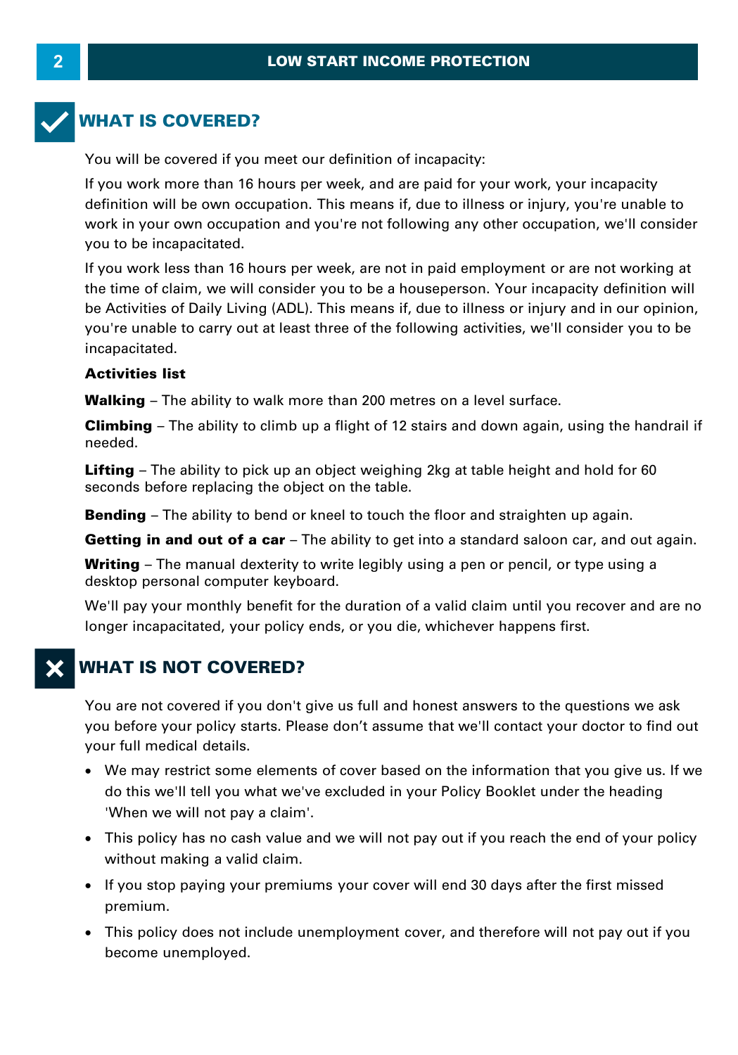## WHAT IS COVERED?

You will be covered if you meet our definition of incapacity:

If you work more than 16 hours per week, and are paid for your work, your incapacity definition will be own occupation. This means if, due to illness or injury, you're unable to work in your own occupation and you're not following any other occupation, we'll consider you to be incapacitated.

If you work less than 16 hours per week, are not in paid employment or are not working at the time of claim, we will consider you to be a houseperson. Your incapacity definition will be Activities of Daily Living (ADL). This means if, due to illness or injury and in our opinion, you're unable to carry out at least three of the following activities, we'll consider you to be incapacitated.

**Activities list**

**Walking** – The ability to walk more than 200 metres on a level surface.

**Climbing** – The ability to climb up a flight of 12 stairs and down again, using the handrail if needed.

**Lifting** – The ability to pick up an object weighing 2kg at table height and hold for 60 seconds before replacing the object on the table.

**Bending** – The ability to bend or kneel to touch the floor and straighten up again.

**Getting in and out of a car** – The ability to get into a standard saloon car, and out again.

**Writing** – The manual dexterity to write legibly using a pen or pencil, or type using a desktop personal computer keyboard.

We'll pay your monthly benefit for the duration of a valid claim until you recover and are no longer incapacitated, your policy ends, or you die, whichever happens first.

## WHAT IS NOT COVERED?

You are not covered if you don't give us full and honest answers to the questions we ask you before your policy starts. Please don't assume that we'll contact your doctor to find out your full medical details.

- We may restrict some elements of cover based on the information that you give us. If we do this we'll tell you what we've excluded in your Policy Booklet under the heading 'When we will not pay a claim'.
- This policy has no cash value and we will not pay out if you reach the end of your policy without making a valid claim.
- If you stop paying your premiums your cover will end 30 days after the first missed premium.
- This policy does not include unemployment cover, and therefore will not pay out if you become unemployed.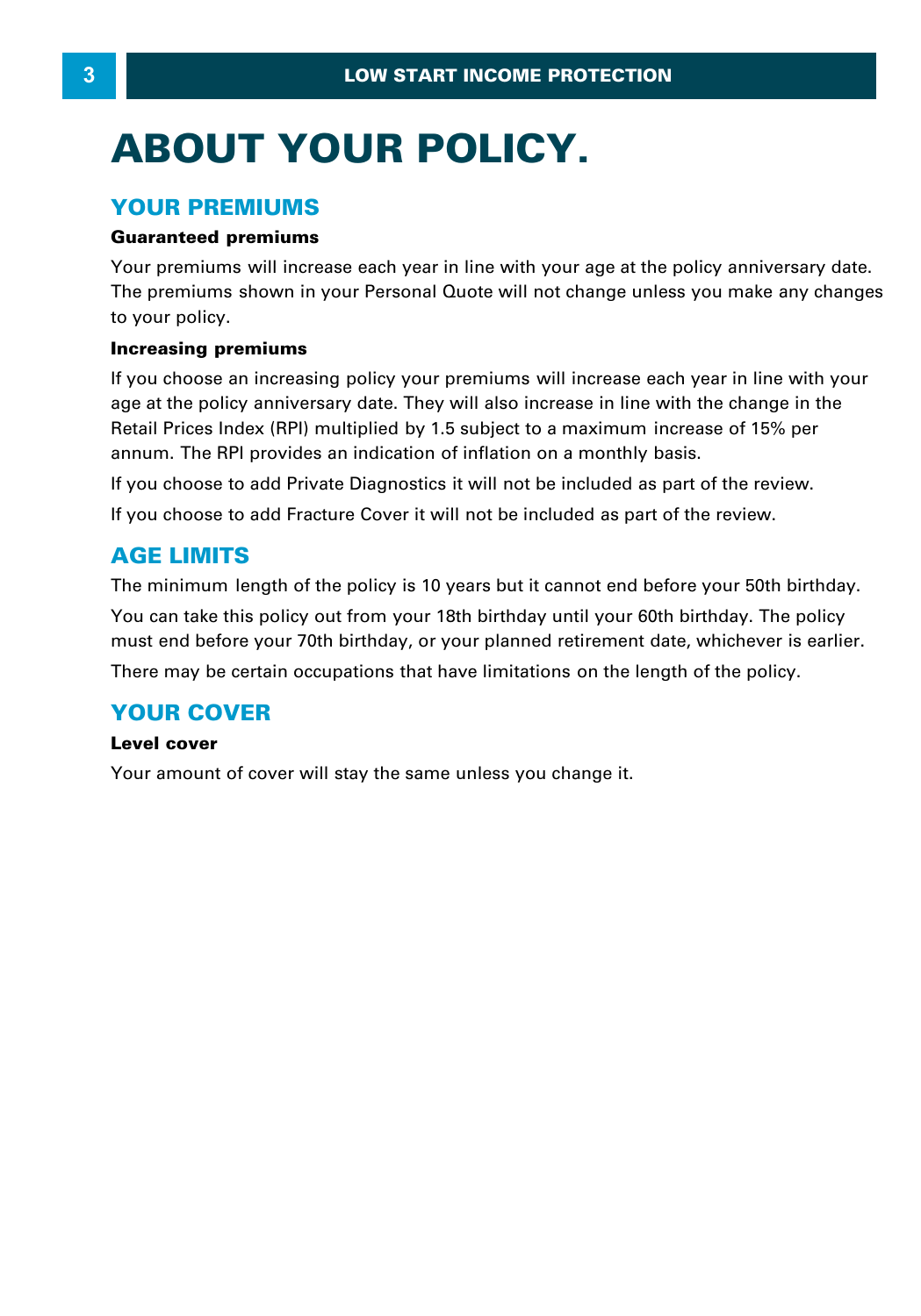# ABOUT YOUR POLICY.

## YOUR PREMIUMS

**Guaranteed premiums**

Your premiums will increase each year in line with your age at the policy anniversary date. The premiums shown in your Personal Quote will not change unless you make any changes to your policy.

**Increasing premiums**

If you choose an increasing policy your premiums will increase each year in line with your age at the policy anniversary date. They will also increase in line with the change in the Retail Prices Index (RPI) multiplied by 1.5 subject to a maximum increase of 15% per annum. The RPI provides an indication of inflation on a monthly basis.

If you choose to add Private Diagnostics it will not be included as part of the review.

If you choose to add Fracture Cover it will not be included as part of the review.

## AGE LIMITS

The minimum length of the policy is 10 years but it cannot end before your 50th birthday.

You can take this policy out from your 18th birthday until your 60th birthday. The policy must end before your 70th birthday, or your planned retirement date, whichever is earlier.

There may be certain occupations that have limitations on the length of the policy.

## YOUR COVER

**Level cover**

Your amount of cover will stay the same unless you change it.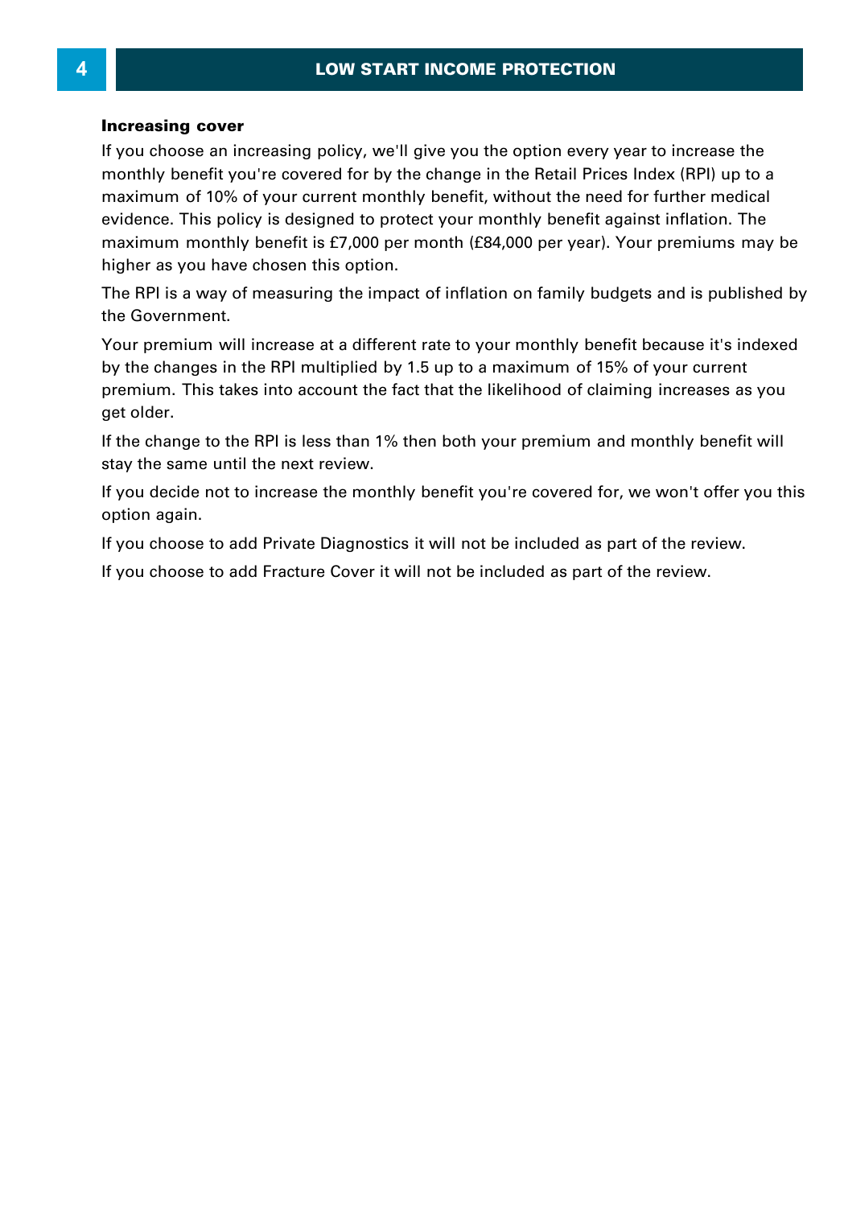### Increasing cover

If you choose an increasing policy, we'll give you the option every year to increase the monthly benefit you're covered for by the change in the Retail Prices Index (RPI) up to a maximum of 10% of your current monthly benefit, without the need for further medical evidence. This policy is designed to protect your monthly benefit against inflation. The maximum monthly benefit is £7,000 per month (£84,000 per year). Your premiums may be higher as you have chosen this option.

The RPI is a way of measuring the impact of inflation on family budgets and is published by the Government.

Your premium will increase at a different rate to your monthly benefit because it's indexed by the changes in the RPI multiplied by 1.5 up to a maximum of 15% of your current premium. This takes into account the fact that the likelihood of claiming increases as you get older.

If the change to the RPI is less than 1% then both your premium and monthly benefit will stay the same until the next review.

If you decide not to increase the monthly benefit you're covered for, we won't offer you this option again.

If you choose to add Private Diagnostics it will not be included as part of the review.

If you choose to add Fracture Cover it will not be included as part of the review.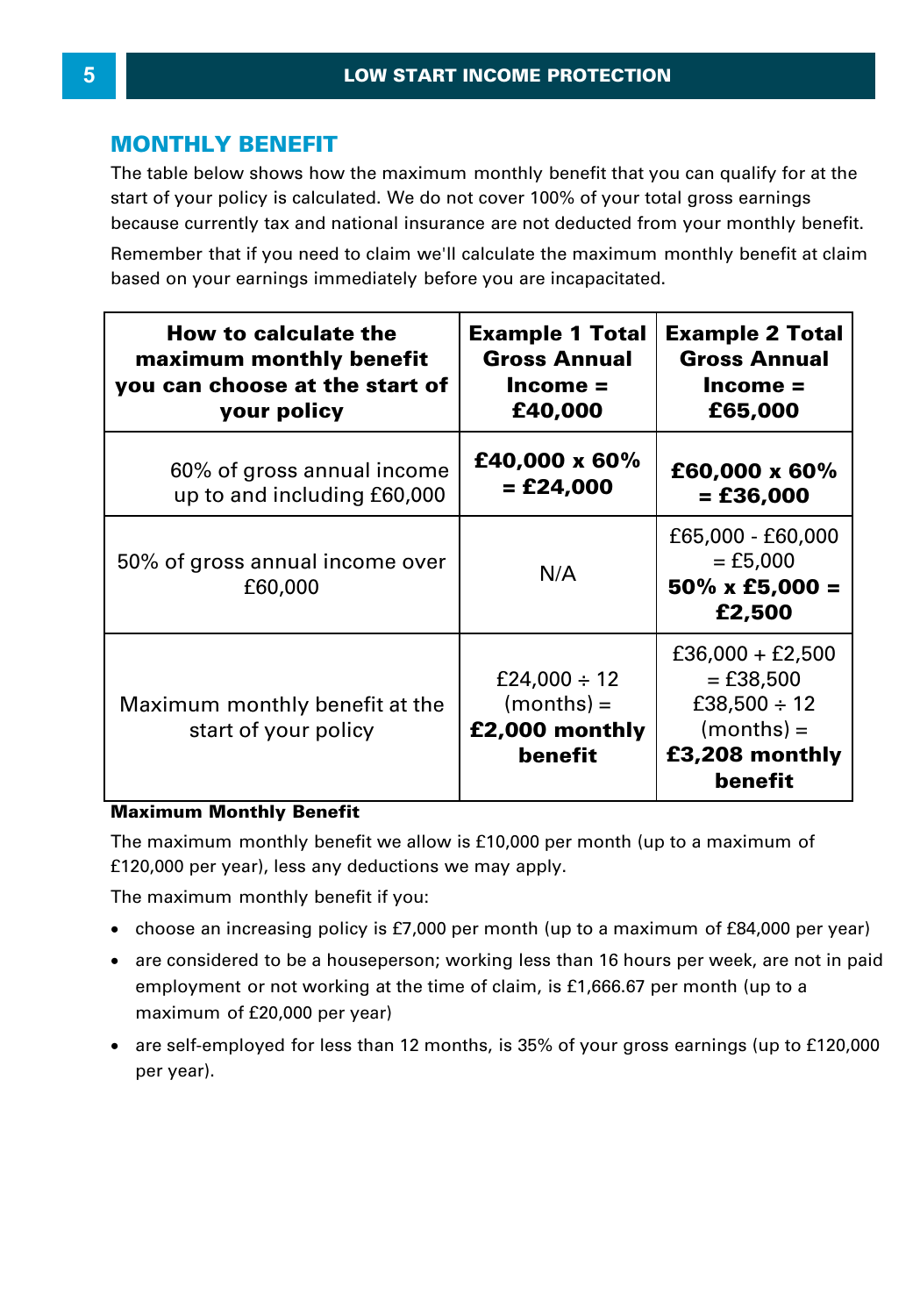## MONTHLY BENEFIT

The table below shows how the maximum monthly benefit that you can qualify for at the start of your policy is calculated. We do not cover 100% of your total gross earnings because currently tax and national insurance are not deducted from your monthly benefit.

Remember that if you need to claim we'll calculate the maximum monthly benefit at claim based on your earnings immediately before you are incapacitated.

| How to calculate the maximum monthly benefit you can choose at the start of your policy | Example 1 Total Gross Annual Income = £40,000 | Example 2 Total Gross Annual Income = £65,000 |
|---|---|---|
| 60% of gross annual income up to and including £60,000 | **£40,000 x 60% = £24,000** | **£60,000 x 60% = £36,000** |
| 50% of gross annual income over £60,000 | N/A | £65,000 - £60,000 = £5,000 **50% x £5,000 = £2,500** |
| Maximum monthly benefit at the start of your policy | £24,000 ÷ 12 (months) = **£2,000 monthly benefit** | £36,000 + £2,500 = £38,500 £38,500 ÷ 12 (months) = **£3,208 monthly benefit** |

**Maximum Monthly Benefit**

The maximum monthly benefit we allow is £10,000 per month (up to a maximum of £120,000 per year), less any deductions we may apply.

The maximum monthly benefit if you:

- choose an increasing policy is £7,000 per month (up to a maximum of £84,000 per year)
- are considered to be a houseperson; working less than 16 hours per week, are not in paid employment or not working at the time of claim, is £1,666.67 per month (up to a maximum of £20,000 per year)
- are self-employed for less than 12 months, is 35% of your gross earnings (up to £120,000 per year).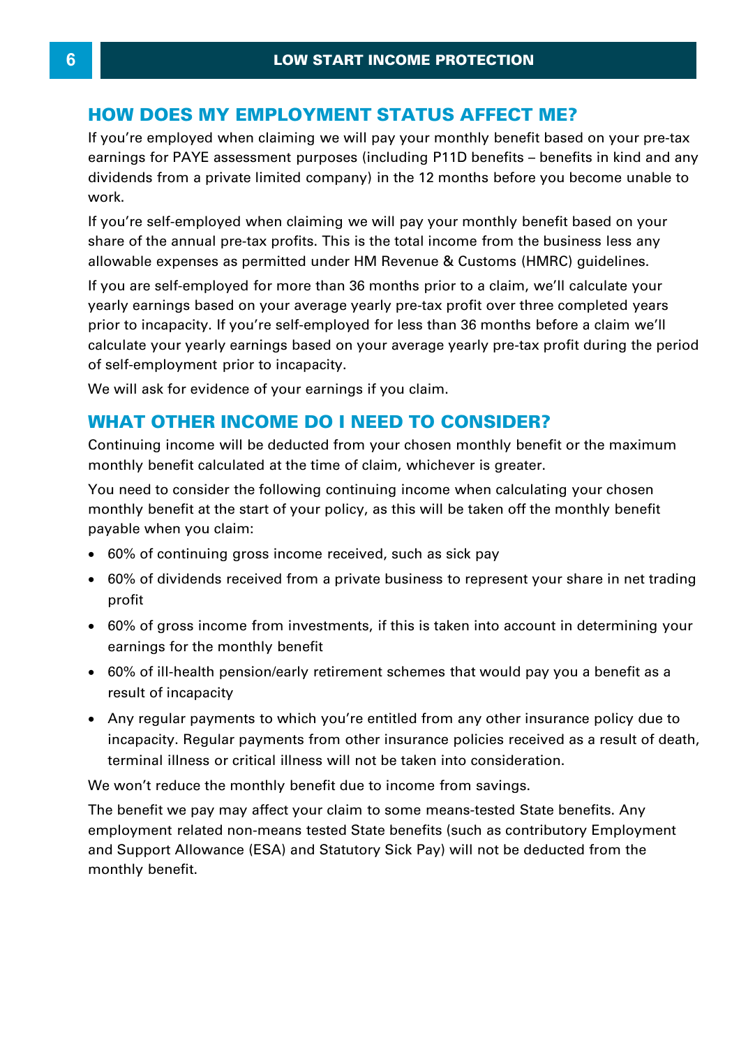## HOW DOES MY EMPLOYMENT STATUS AFFECT ME?

If you're employed when claiming we will pay your monthly benefit based on your pre-tax earnings for PAYE assessment purposes (including P11D benefits – benefits in kind and any dividends from a private limited company) in the 12 months before you become unable to work.

If you're self-employed when claiming we will pay your monthly benefit based on your share of the annual pre-tax profits. This is the total income from the business less any allowable expenses as permitted under HM Revenue & Customs (HMRC) guidelines.

If you are self-employed for more than 36 months prior to a claim, we'll calculate your yearly earnings based on your average yearly pre-tax profit over three completed years prior to incapacity. If you're self-employed for less than 36 months before a claim we'll calculate your yearly earnings based on your average yearly pre-tax profit during the period of self-employment prior to incapacity.

We will ask for evidence of your earnings if you claim.

## WHAT OTHER INCOME DO I NEED TO CONSIDER?

Continuing income will be deducted from your chosen monthly benefit or the maximum monthly benefit calculated at the time of claim, whichever is greater.

You need to consider the following continuing income when calculating your chosen monthly benefit at the start of your policy, as this will be taken off the monthly benefit payable when you claim:

- 60% of continuing gross income received, such as sick pay
- 60% of dividends received from a private business to represent your share in net trading profit
- 60% of gross income from investments, if this is taken into account in determining your earnings for the monthly benefit
- 60% of ill-health pension/early retirement schemes that would pay you a benefit as a result of incapacity
- Any regular payments to which you're entitled from any other insurance policy due to incapacity. Regular payments from other insurance policies received as a result of death, terminal illness or critical illness will not be taken into consideration.

We won't reduce the monthly benefit due to income from savings.

The benefit we pay may affect your claim to some means-tested State benefits. Any employment related non-means tested State benefits (such as contributory Employment and Support Allowance (ESA) and Statutory Sick Pay) will not be deducted from the monthly benefit.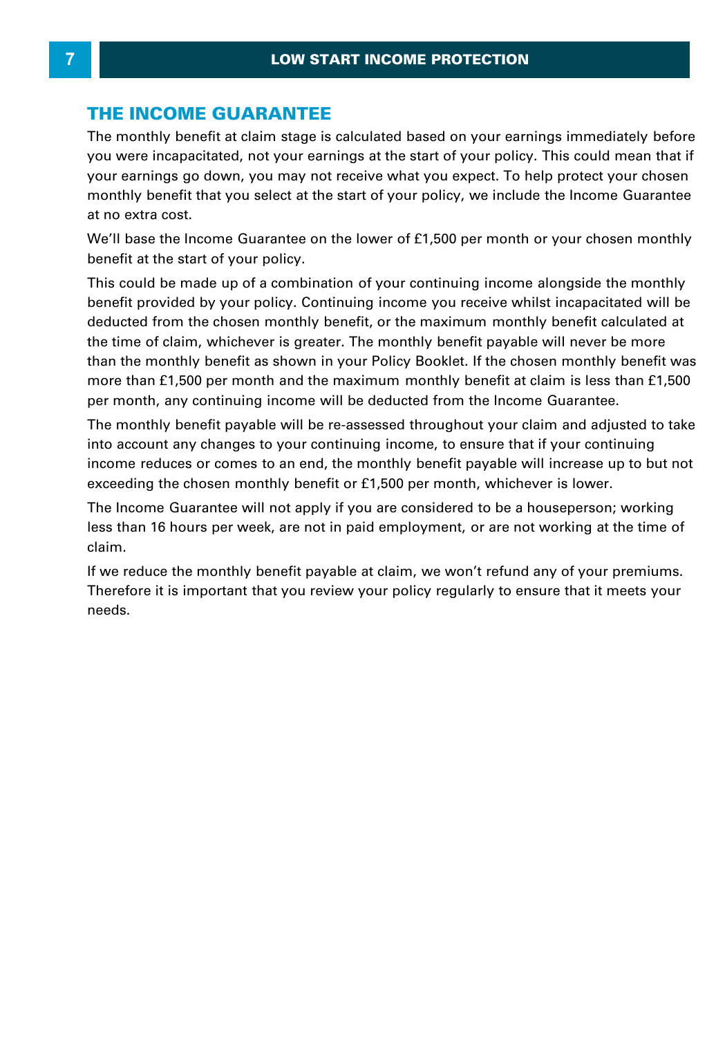## THE INCOME GUARANTEE

The monthly benefit at claim stage is calculated based on your earnings immediately before you were incapacitated, not your earnings at the start of your policy. This could mean that if your earnings go down, you may not receive what you expect. To help protect your chosen monthly benefit that you select at the start of your policy, we include the Income Guarantee at no extra cost.

We'll base the Income Guarantee on the lower of £1,500 per month or your chosen monthly benefit at the start of your policy.

This could be made up of a combination of your continuing income alongside the monthly benefit provided by your policy. Continuing income you receive whilst incapacitated will be deducted from the chosen monthly benefit, or the maximum monthly benefit calculated at the time of claim, whichever is greater. The monthly benefit payable will never be more than the monthly benefit as shown in your Policy Booklet. If the chosen monthly benefit was more than £1,500 per month and the maximum monthly benefit at claim is less than £1,500 per month, any continuing income will be deducted from the Income Guarantee.

The monthly benefit payable will be re-assessed throughout your claim and adjusted to take into account any changes to your continuing income, to ensure that if your continuing income reduces or comes to an end, the monthly benefit payable will increase up to but not exceeding the chosen monthly benefit or £1,500 per month, whichever is lower.

The Income Guarantee will not apply if you are considered to be a houseperson; working less than 16 hours per week, are not in paid employment, or are not working at the time of claim.

If we reduce the monthly benefit payable at claim, we won't refund any of your premiums. Therefore it is important that you review your policy regularly to ensure that it meets your needs.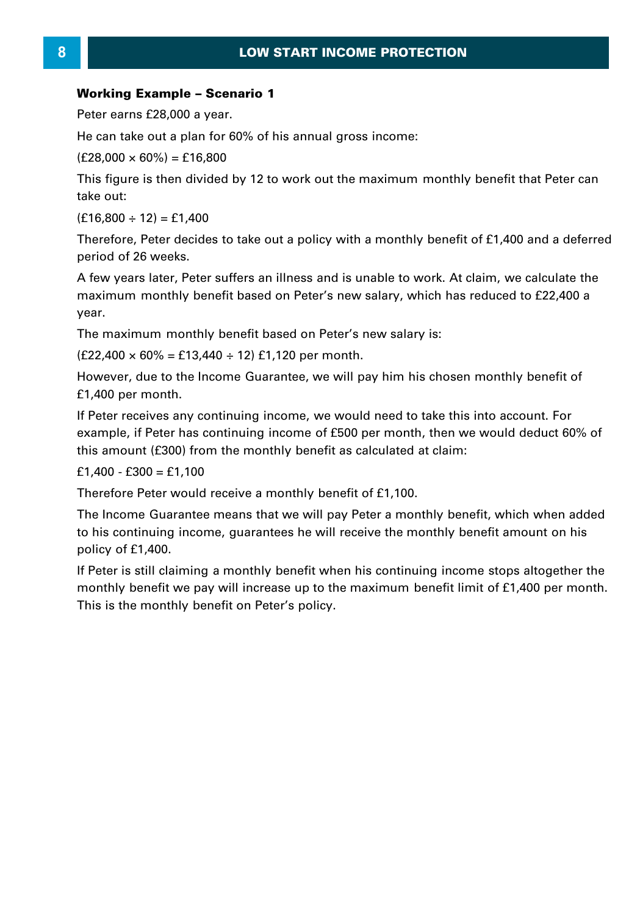### Working Example – Scenario 1

Peter earns £28,000 a year.

He can take out a plan for 60% of his annual gross income:

(£28,000 × 60%) = £16,800

This figure is then divided by 12 to work out the maximum monthly benefit that Peter can take out:

(£16,800 ÷ 12) = £1,400

Therefore, Peter decides to take out a policy with a monthly benefit of £1,400 and a deferred period of 26 weeks.

A few years later, Peter suffers an illness and is unable to work. At claim, we calculate the maximum monthly benefit based on Peter's new salary, which has reduced to £22,400 a year.

The maximum monthly benefit based on Peter's new salary is:

(£22,400 × 60% = £13,440 ÷ 12) £1,120 per month.

However, due to the Income Guarantee, we will pay him his chosen monthly benefit of £1,400 per month.

If Peter receives any continuing income, we would need to take this into account. For example, if Peter has continuing income of £500 per month, then we would deduct 60% of this amount (£300) from the monthly benefit as calculated at claim:

£1,400 - £300 = £1,100

Therefore Peter would receive a monthly benefit of £1,100.

The Income Guarantee means that we will pay Peter a monthly benefit, which when added to his continuing income, guarantees he will receive the monthly benefit amount on his policy of £1,400.

If Peter is still claiming a monthly benefit when his continuing income stops altogether the monthly benefit we pay will increase up to the maximum benefit limit of £1,400 per month. This is the monthly benefit on Peter's policy.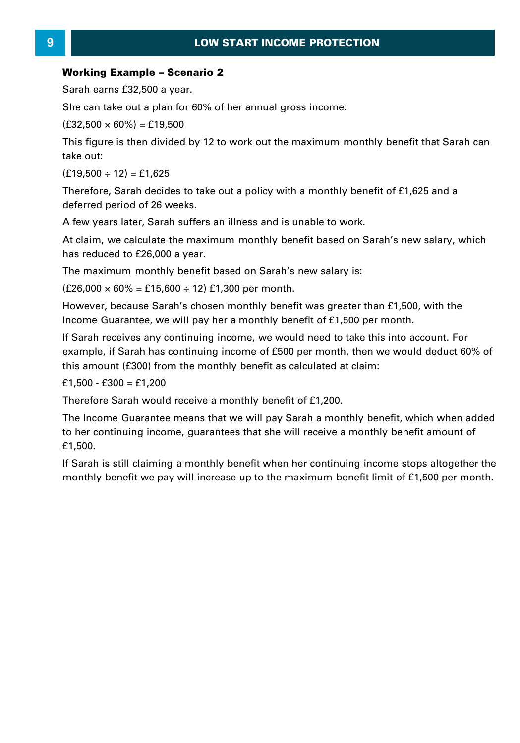**Working Example – Scenario 2**

Sarah earns £32,500 a year.

She can take out a plan for 60% of her annual gross income:

(£32,500 × 60%) = £19,500

This figure is then divided by 12 to work out the maximum monthly benefit that Sarah can take out:

(£19,500 ÷ 12) = £1,625

Therefore, Sarah decides to take out a policy with a monthly benefit of £1,625 and a deferred period of 26 weeks.

A few years later, Sarah suffers an illness and is unable to work.

At claim, we calculate the maximum monthly benefit based on Sarah's new salary, which has reduced to £26,000 a year.

The maximum monthly benefit based on Sarah's new salary is:

(£26,000 × 60% = £15,600 ÷ 12) £1,300 per month.

However, because Sarah's chosen monthly benefit was greater than £1,500, with the Income Guarantee, we will pay her a monthly benefit of £1,500 per month.

If Sarah receives any continuing income, we would need to take this into account. For example, if Sarah has continuing income of £500 per month, then we would deduct 60% of this amount (£300) from the monthly benefit as calculated at claim:

£1,500 - £300 = £1,200

Therefore Sarah would receive a monthly benefit of £1,200.

The Income Guarantee means that we will pay Sarah a monthly benefit, which when added to her continuing income, guarantees that she will receive a monthly benefit amount of £1,500.

If Sarah is still claiming a monthly benefit when her continuing income stops altogether the monthly benefit we pay will increase up to the maximum benefit limit of £1,500 per month.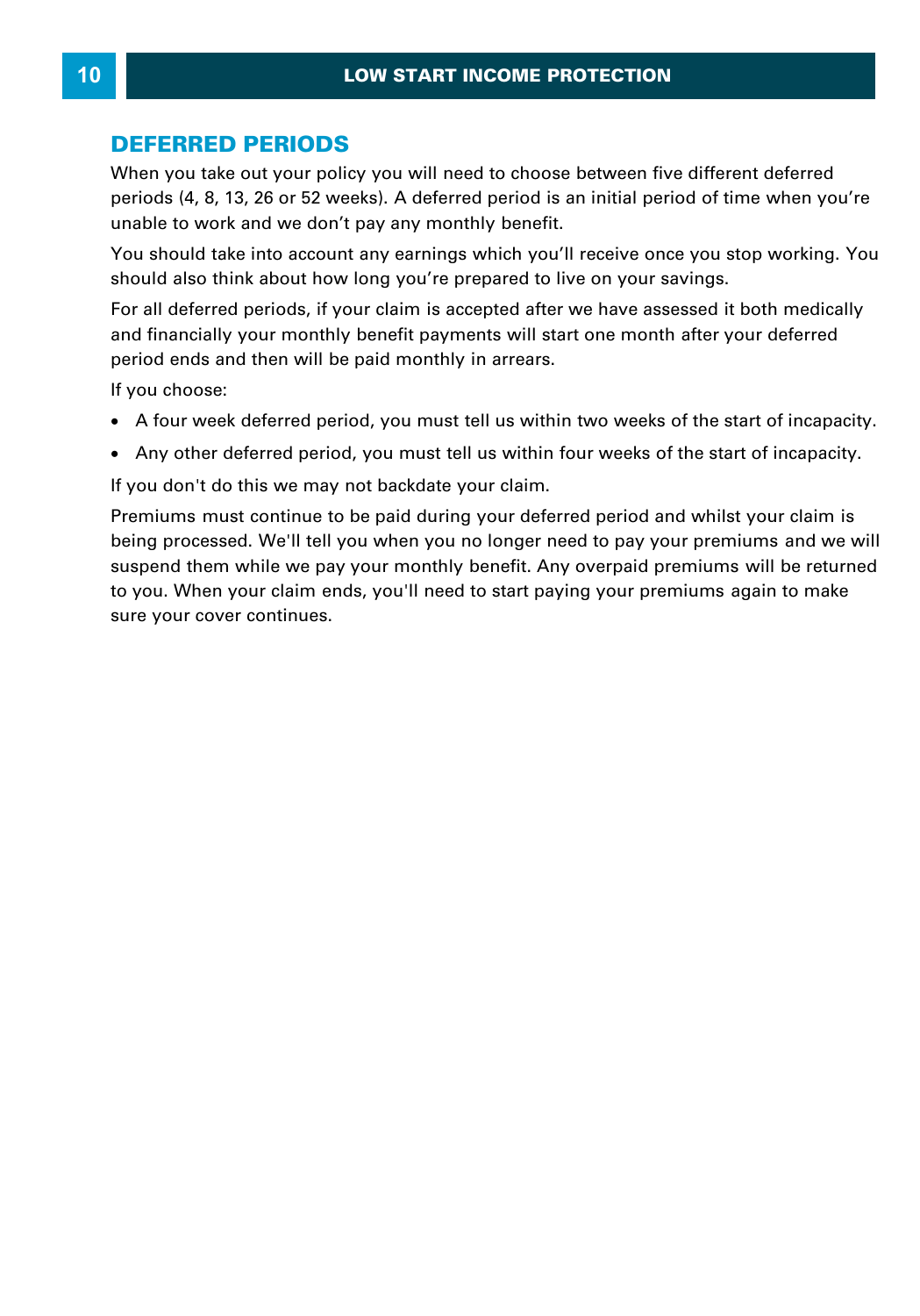## DEFERRED PERIODS

When you take out your policy you will need to choose between five different deferred periods (4, 8, 13, 26 or 52 weeks). A deferred period is an initial period of time when you're unable to work and we don't pay any monthly benefit.

You should take into account any earnings which you'll receive once you stop working. You should also think about how long you're prepared to live on your savings.

For all deferred periods, if your claim is accepted after we have assessed it both medically and financially your monthly benefit payments will start one month after your deferred period ends and then will be paid monthly in arrears.

If you choose:

- A four week deferred period, you must tell us within two weeks of the start of incapacity.
- Any other deferred period, you must tell us within four weeks of the start of incapacity.

If you don't do this we may not backdate your claim.

Premiums must continue to be paid during your deferred period and whilst your claim is being processed. We'll tell you when you no longer need to pay your premiums and we will suspend them while we pay your monthly benefit. Any overpaid premiums will be returned to you. When your claim ends, you'll need to start paying your premiums again to make sure your cover continues.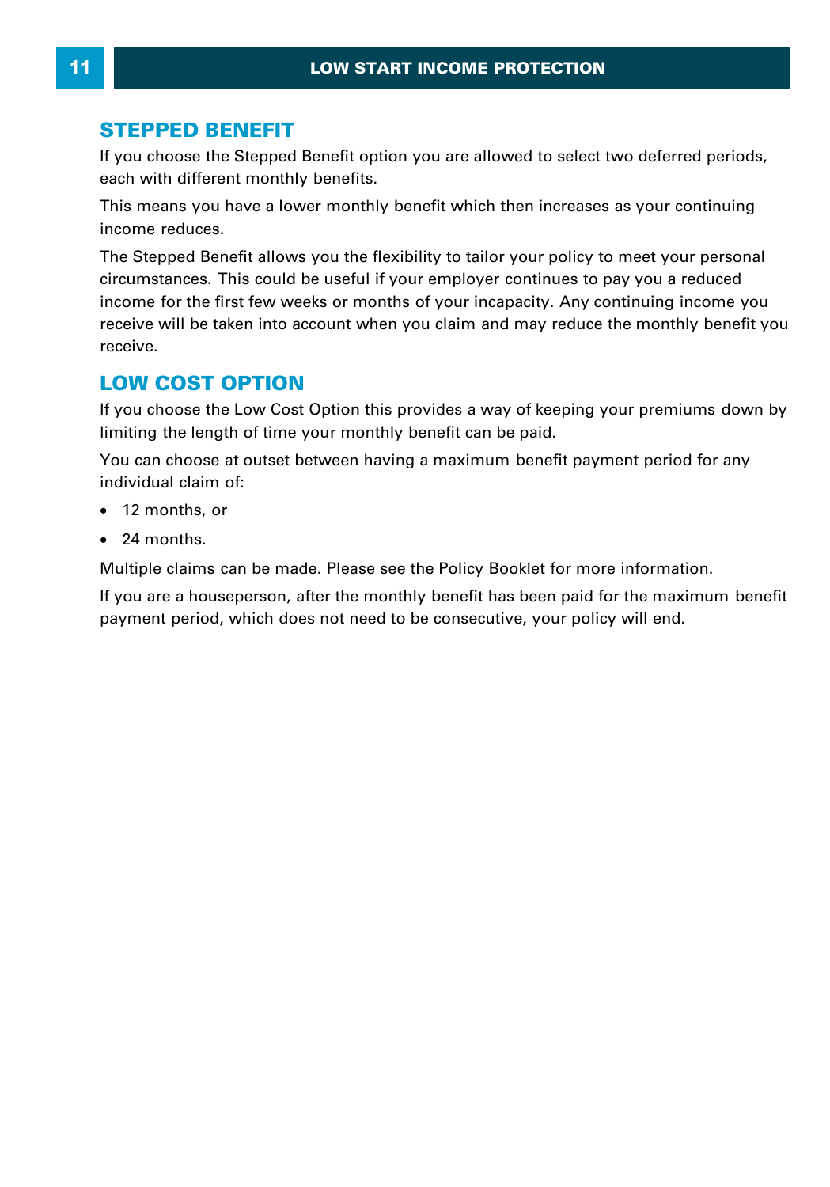## STEPPED BENEFIT

If you choose the Stepped Benefit option you are allowed to select two deferred periods, each with different monthly benefits.

This means you have a lower monthly benefit which then increases as your continuing income reduces.

The Stepped Benefit allows you the flexibility to tailor your policy to meet your personal circumstances. This could be useful if your employer continues to pay you a reduced income for the first few weeks or months of your incapacity. Any continuing income you receive will be taken into account when you claim and may reduce the monthly benefit you receive.

## LOW COST OPTION

If you choose the Low Cost Option this provides a way of keeping your premiums down by limiting the length of time your monthly benefit can be paid.

You can choose at outset between having a maximum benefit payment period for any individual claim of:

- 12 months, or
- 24 months.

Multiple claims can be made. Please see the Policy Booklet for more information.

If you are a houseperson, after the monthly benefit has been paid for the maximum benefit payment period, which does not need to be consecutive, your policy will end.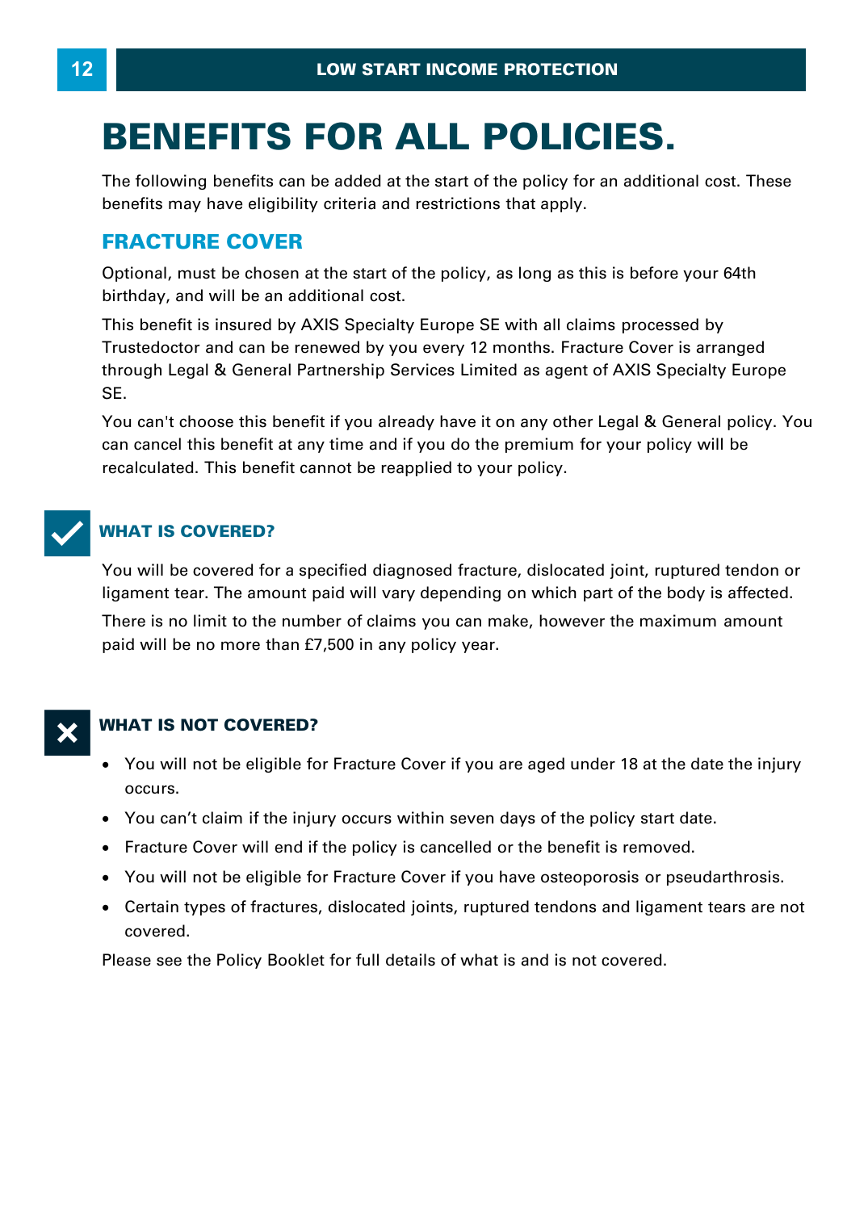# BENEFITS FOR ALL POLICIES.

The following benefits can be added at the start of the policy for an additional cost. These benefits may have eligibility criteria and restrictions that apply.

## FRACTURE COVER

Optional, must be chosen at the start of the policy, as long as this is before your 64th birthday, and will be an additional cost.

This benefit is insured by AXIS Specialty Europe SE with all claims processed by Trustedoctor and can be renewed by you every 12 months. Fracture Cover is arranged through Legal & General Partnership Services Limited as agent of AXIS Specialty Europe SE.

You can't choose this benefit if you already have it on any other Legal & General policy. You can cancel this benefit at any time and if you do the premium for your policy will be recalculated. This benefit cannot be reapplied to your policy.

### WHAT IS COVERED?

You will be covered for a specified diagnosed fracture, dislocated joint, ruptured tendon or ligament tear. The amount paid will vary depending on which part of the body is affected.

There is no limit to the number of claims you can make, however the maximum amount paid will be no more than £7,500 in any policy year.

### WHAT IS NOT COVERED?

- You will not be eligible for Fracture Cover if you are aged under 18 at the date the injury occurs.
- You can't claim if the injury occurs within seven days of the policy start date.
- Fracture Cover will end if the policy is cancelled or the benefit is removed.
- You will not be eligible for Fracture Cover if you have osteoporosis or pseudarthrosis.
- Certain types of fractures, dislocated joints, ruptured tendons and ligament tears are not covered.

Please see the Policy Booklet for full details of what is and is not covered.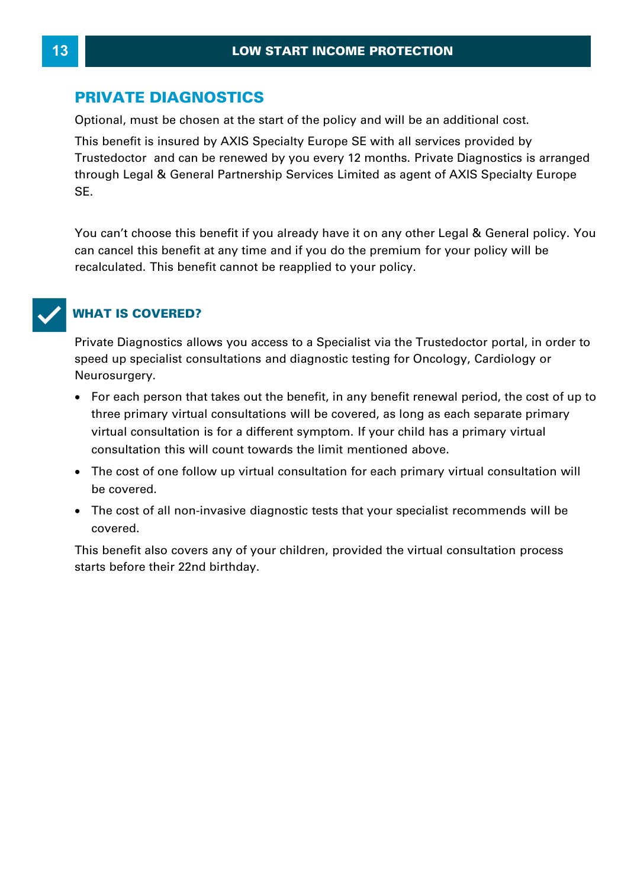## PRIVATE DIAGNOSTICS

Optional, must be chosen at the start of the policy and will be an additional cost.

This benefit is insured by AXIS Specialty Europe SE with all services provided by Trustedoctor and can be renewed by you every 12 months. Private Diagnostics is arranged through Legal & General Partnership Services Limited as agent of AXIS Specialty Europe SE.

You can't choose this benefit if you already have it on any other Legal & General policy. You can cancel this benefit at any time and if you do the premium for your policy will be recalculated. This benefit cannot be reapplied to your policy.

### WHAT IS COVERED?

Private Diagnostics allows you access to a Specialist via the Trustedoctor portal, in order to speed up specialist consultations and diagnostic testing for Oncology, Cardiology or Neurosurgery.

- For each person that takes out the benefit, in any benefit renewal period, the cost of up to three primary virtual consultations will be covered, as long as each separate primary virtual consultation is for a different symptom. If your child has a primary virtual consultation this will count towards the limit mentioned above.
- The cost of one follow up virtual consultation for each primary virtual consultation will be covered.
- The cost of all non-invasive diagnostic tests that your specialist recommends will be covered.

This benefit also covers any of your children, provided the virtual consultation process starts before their 22nd birthday.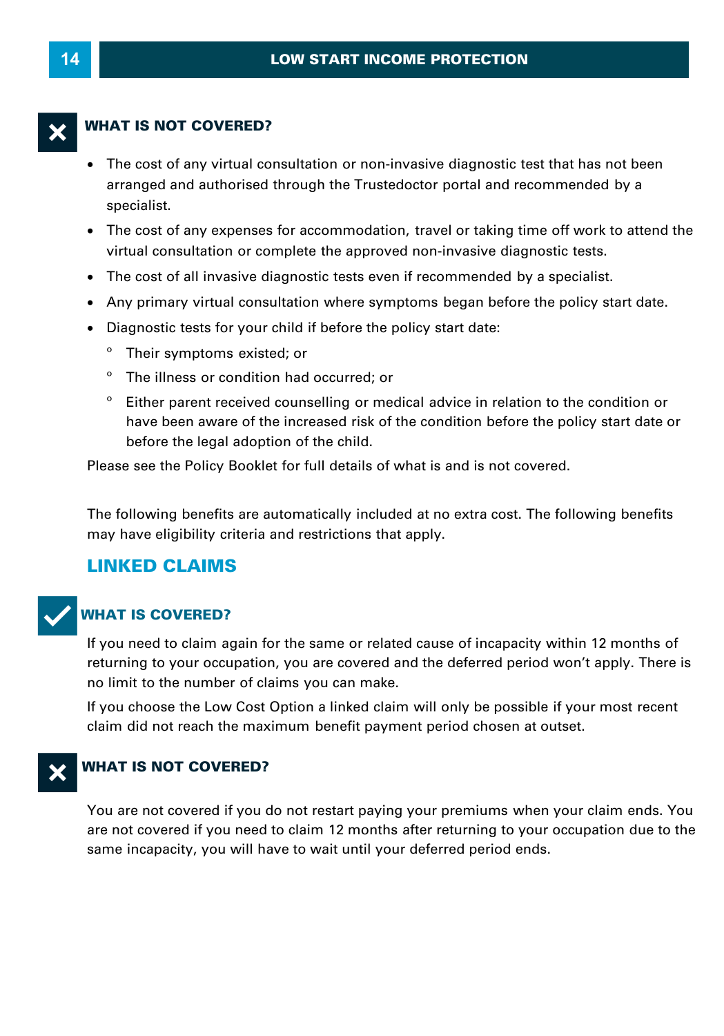### WHAT IS NOT COVERED?

- The cost of any virtual consultation or non-invasive diagnostic test that has not been arranged and authorised through the Trustedoctor portal and recommended by a specialist.
- The cost of any expenses for accommodation, travel or taking time off work to attend the virtual consultation or complete the approved non-invasive diagnostic tests.
- The cost of all invasive diagnostic tests even if recommended by a specialist.
- Any primary virtual consultation where symptoms began before the policy start date.
- Diagnostic tests for your child if before the policy start date:
  - Their symptoms existed; or
  - The illness or condition had occurred; or
  - Either parent received counselling or medical advice in relation to the condition or have been aware of the increased risk of the condition before the policy start date or before the legal adoption of the child.

Please see the Policy Booklet for full details of what is and is not covered.

The following benefits are automatically included at no extra cost. The following benefits may have eligibility criteria and restrictions that apply.

## LINKED CLAIMS

### WHAT IS COVERED?

If you need to claim again for the same or related cause of incapacity within 12 months of returning to your occupation, you are covered and the deferred period won't apply. There is no limit to the number of claims you can make.

If you choose the Low Cost Option a linked claim will only be possible if your most recent claim did not reach the maximum benefit payment period chosen at outset.

### WHAT IS NOT COVERED?

You are not covered if you do not restart paying your premiums when your claim ends. You are not covered if you need to claim 12 months after returning to your occupation due to the same incapacity, you will have to wait until your deferred period ends.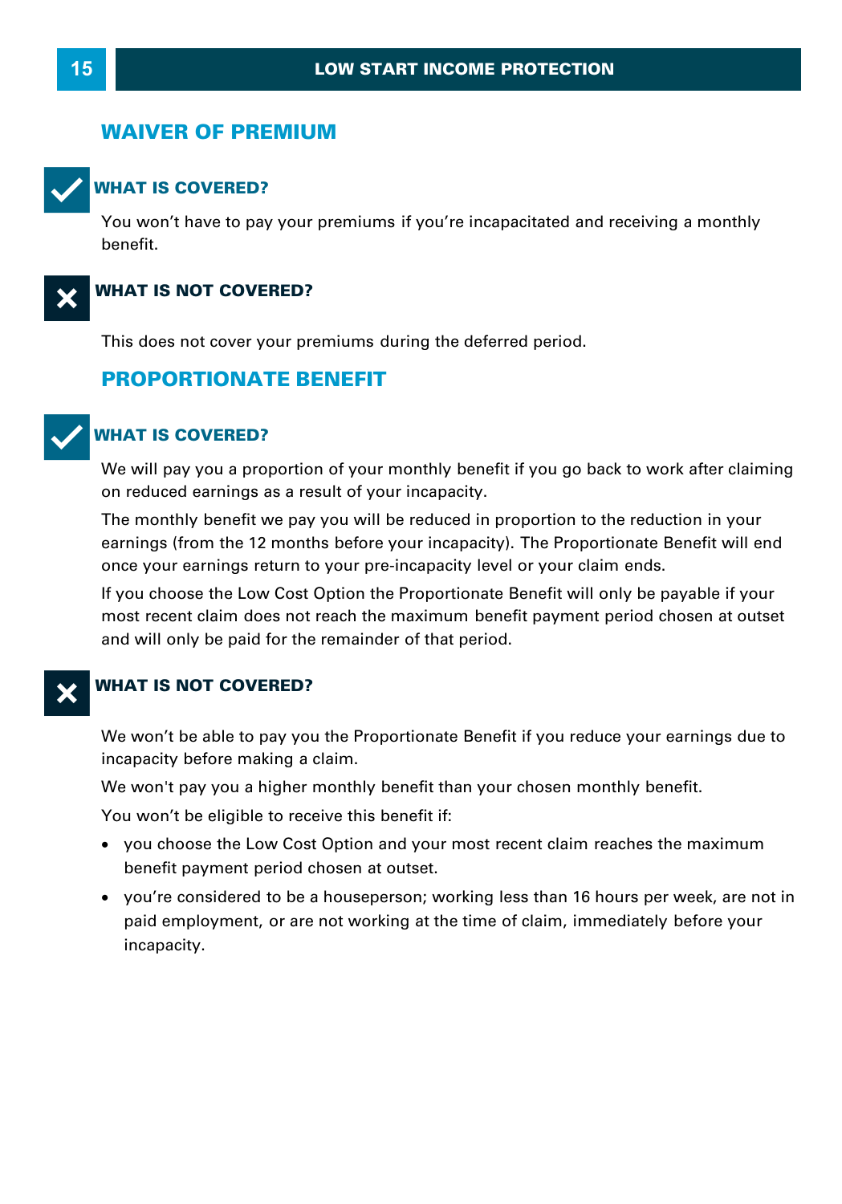## WAIVER OF PREMIUM

### WHAT IS COVERED?

You won't have to pay your premiums if you're incapacitated and receiving a monthly benefit.

### WHAT IS NOT COVERED?

This does not cover your premiums during the deferred period.

## PROPORTIONATE BENEFIT

### WHAT IS COVERED?

We will pay you a proportion of your monthly benefit if you go back to work after claiming on reduced earnings as a result of your incapacity.

The monthly benefit we pay you will be reduced in proportion to the reduction in your earnings (from the 12 months before your incapacity). The Proportionate Benefit will end once your earnings return to your pre-incapacity level or your claim ends.

If you choose the Low Cost Option the Proportionate Benefit will only be payable if your most recent claim does not reach the maximum benefit payment period chosen at outset and will only be paid for the remainder of that period.

### WHAT IS NOT COVERED?

We won't be able to pay you the Proportionate Benefit if you reduce your earnings due to incapacity before making a claim.

We won't pay you a higher monthly benefit than your chosen monthly benefit.

You won't be eligible to receive this benefit if:

- you choose the Low Cost Option and your most recent claim reaches the maximum benefit payment period chosen at outset.
- you're considered to be a houseperson; working less than 16 hours per week, are not in paid employment, or are not working at the time of claim, immediately before your incapacity.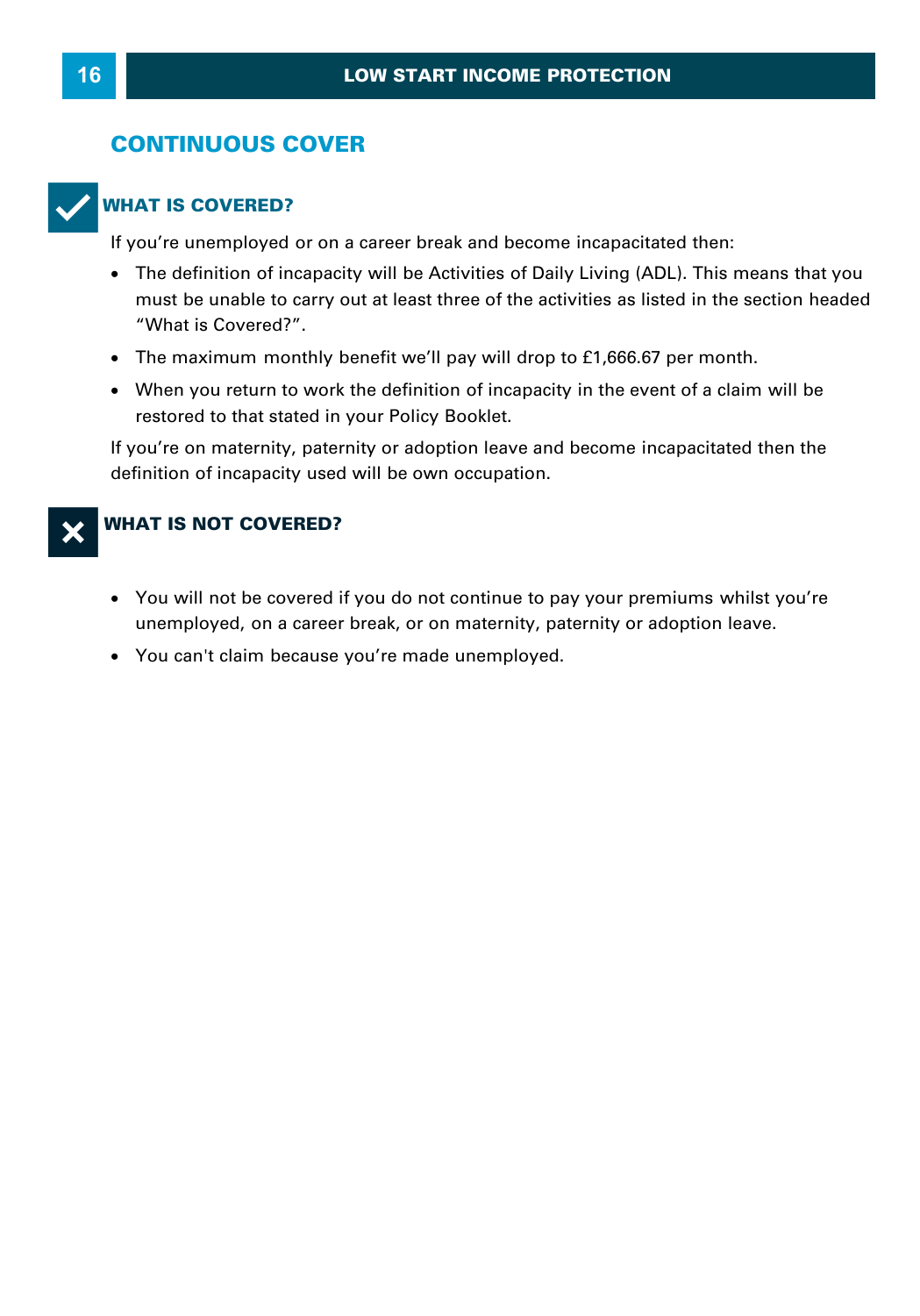## CONTINUOUS COVER

### WHAT IS COVERED?

If you're unemployed or on a career break and become incapacitated then:

- The definition of incapacity will be Activities of Daily Living (ADL). This means that you must be unable to carry out at least three of the activities as listed in the section headed "What is Covered?".
- The maximum monthly benefit we'll pay will drop to £1,666.67 per month.
- When you return to work the definition of incapacity in the event of a claim will be restored to that stated in your Policy Booklet.

If you're on maternity, paternity or adoption leave and become incapacitated then the definition of incapacity used will be own occupation.

### WHAT IS NOT COVERED?

- You will not be covered if you do not continue to pay your premiums whilst you're unemployed, on a career break, or on maternity, paternity or adoption leave.
- You can't claim because you're made unemployed.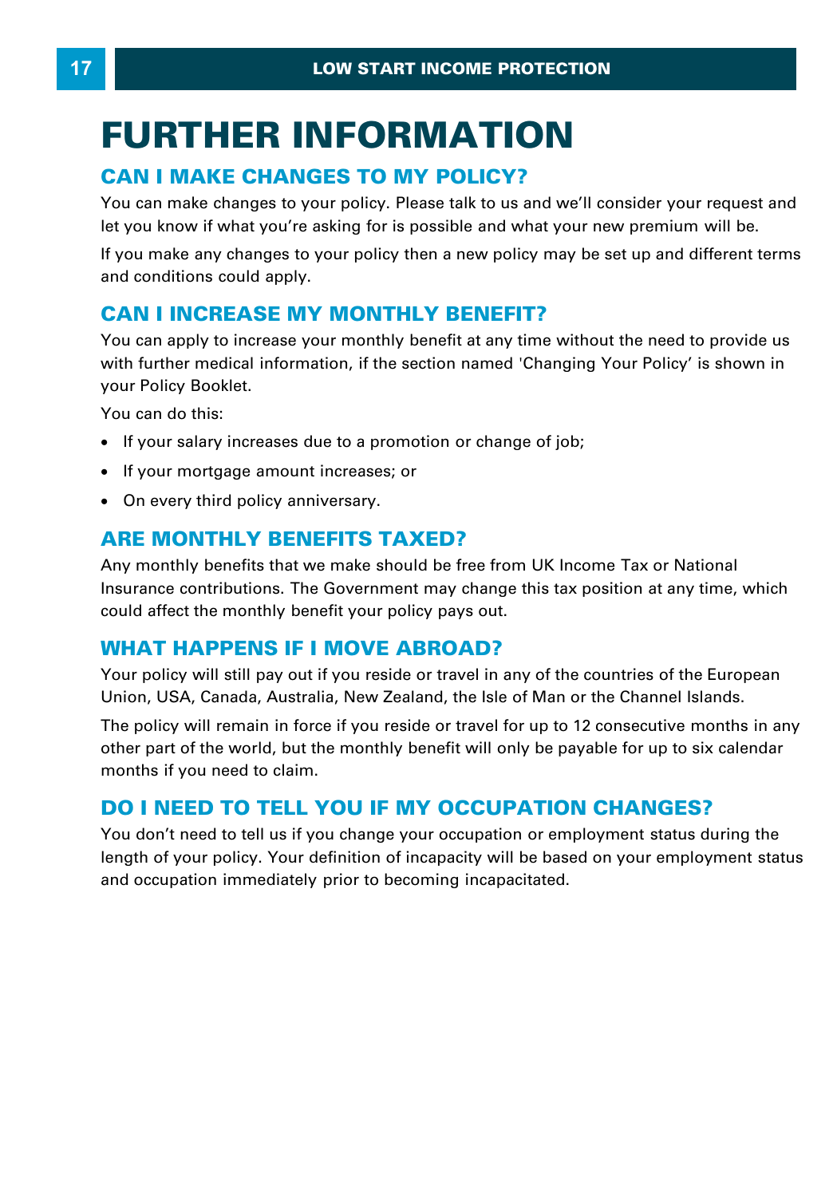# FURTHER INFORMATION

## CAN I MAKE CHANGES TO MY POLICY?

You can make changes to your policy. Please talk to us and we'll consider your request and let you know if what you're asking for is possible and what your new premium will be.

If you make any changes to your policy then a new policy may be set up and different terms and conditions could apply.

## CAN I INCREASE MY MONTHLY BENEFIT?

You can apply to increase your monthly benefit at any time without the need to provide us with further medical information, if the section named 'Changing Your Policy' is shown in your Policy Booklet.

You can do this:

- If your salary increases due to a promotion or change of job;
- If your mortgage amount increases; or
- On every third policy anniversary.

## ARE MONTHLY BENEFITS TAXED?

Any monthly benefits that we make should be free from UK Income Tax or National Insurance contributions. The Government may change this tax position at any time, which could affect the monthly benefit your policy pays out.

## WHAT HAPPENS IF I MOVE ABROAD?

Your policy will still pay out if you reside or travel in any of the countries of the European Union, USA, Canada, Australia, New Zealand, the Isle of Man or the Channel Islands.

The policy will remain in force if you reside or travel for up to 12 consecutive months in any other part of the world, but the monthly benefit will only be payable for up to six calendar months if you need to claim.

## DO I NEED TO TELL YOU IF MY OCCUPATION CHANGES?

You don't need to tell us if you change your occupation or employment status during the length of your policy. Your definition of incapacity will be based on your employment status and occupation immediately prior to becoming incapacitated.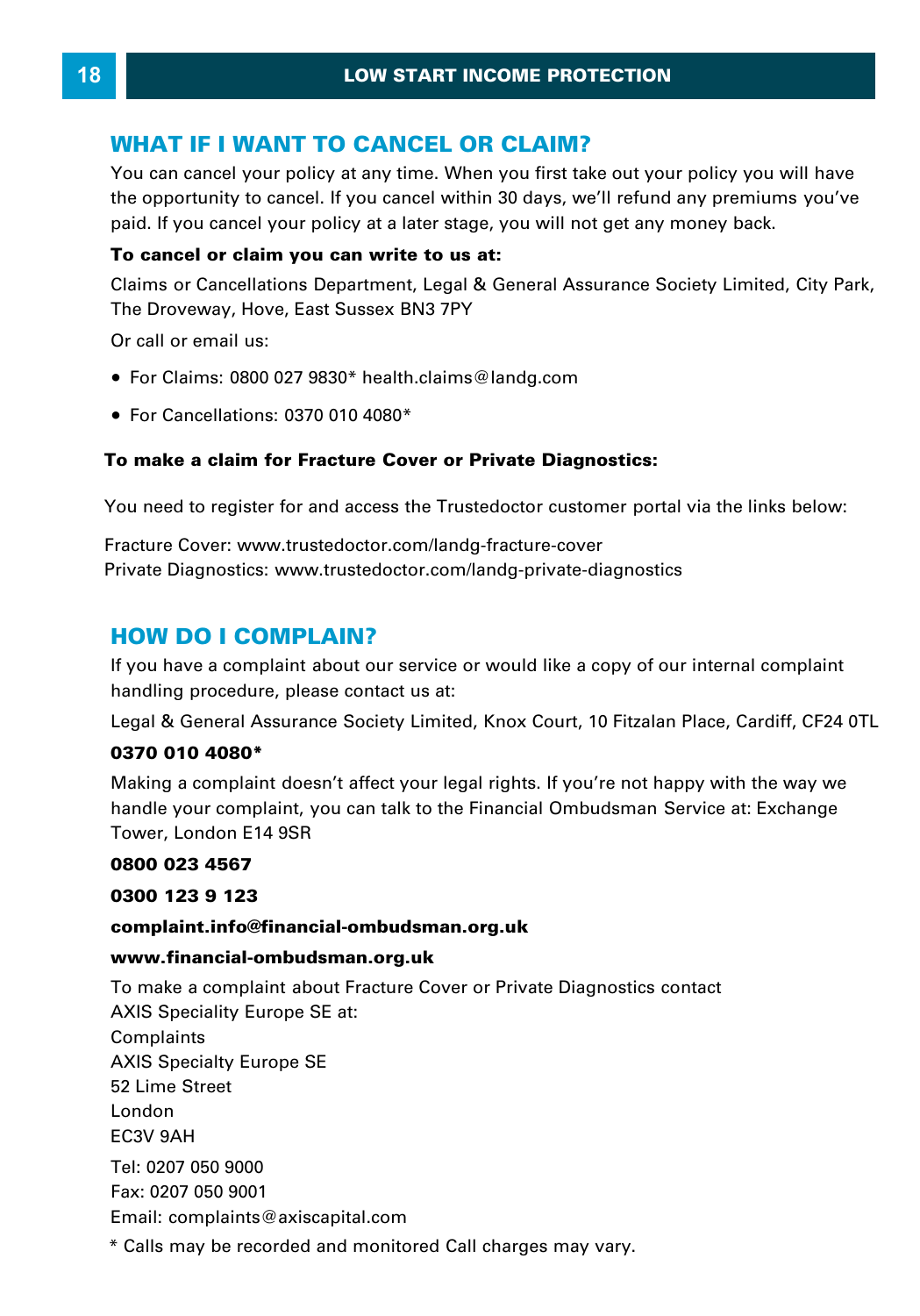## WHAT IF I WANT TO CANCEL OR CLAIM?

You can cancel your policy at any time. When you first take out your policy you will have the opportunity to cancel. If you cancel within 30 days, we'll refund any premiums you've paid. If you cancel your policy at a later stage, you will not get any money back.

**To cancel or claim you can write to us at:**

Claims or Cancellations Department, Legal & General Assurance Society Limited, City Park, The Droveway, Hove, East Sussex BN3 7PY

Or call or email us:

- For Claims: 0800 027 9830* health.claims@landg.com
- For Cancellations: 0370 010 4080*

**To make a claim for Fracture Cover or Private Diagnostics:**

You need to register for and access the Trustedoctor customer portal via the links below:

Fracture Cover: www.trustedoctor.com/landg-fracture-cover
Private Diagnostics: www.trustedoctor.com/landg-private-diagnostics

## HOW DO I COMPLAIN?

If you have a complaint about our service or would like a copy of our internal complaint handling procedure, please contact us at:

Legal & General Assurance Society Limited, Knox Court, 10 Fitzalan Place, Cardiff, CF24 0TL

**0370 010 4080***

Making a complaint doesn't affect your legal rights. If you're not happy with the way we handle your complaint, you can talk to the Financial Ombudsman Service at: Exchange Tower, London E14 9SR

**0800 023 4567**

**0300 123 9 123**

**complaint.info@financial-ombudsman.org.uk**

**www.financial-ombudsman.org.uk**

To make a complaint about Fracture Cover or Private Diagnostics contact AXIS Speciality Europe SE at:
Complaints
AXIS Specialty Europe SE
52 Lime Street
London
EC3V 9AH

Tel: 0207 050 9000
Fax: 0207 050 9001
Email: complaints@axiscapital.com

* Calls may be recorded and monitored Call charges may vary.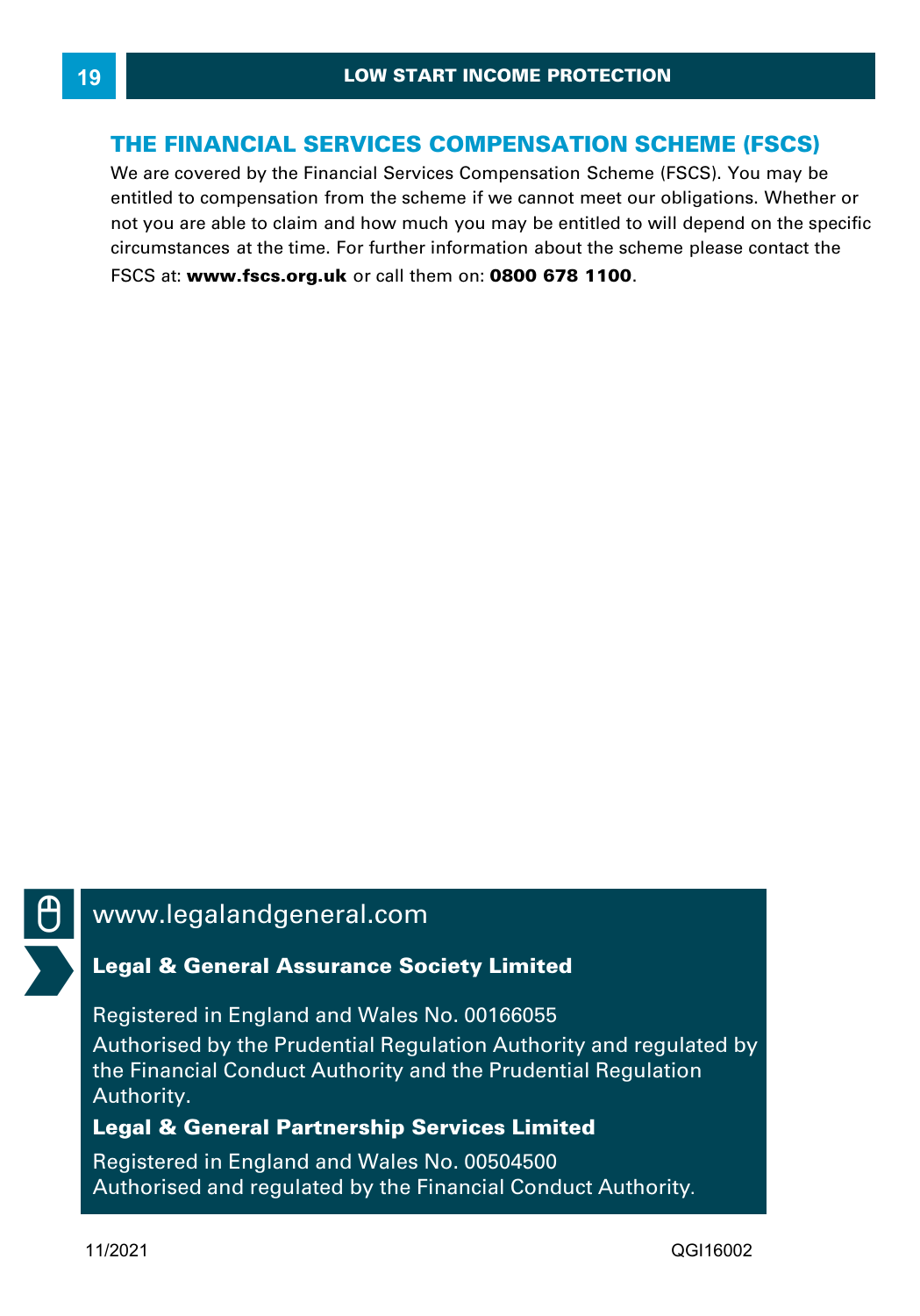## THE FINANCIAL SERVICES COMPENSATION SCHEME (FSCS)

We are covered by the Financial Services Compensation Scheme (FSCS). You may be entitled to compensation from the scheme if we cannot meet our obligations. Whether or not you are able to claim and how much you may be entitled to will depend on the specific circumstances at the time. For further information about the scheme please contact the FSCS at: **www.fscs.org.uk** or call them on: **0800 678 1100**.

www.legalandgeneral.com

**Legal & General Assurance Society Limited**

Registered in England and Wales No. 00166055
Authorised by the Prudential Regulation Authority and regulated by the Financial Conduct Authority and the Prudential Regulation Authority.

**Legal & General Partnership Services Limited**

Registered in England and Wales No. 00504500
Authorised and regulated by the Financial Conduct Authority.

11/2021 QGI16002